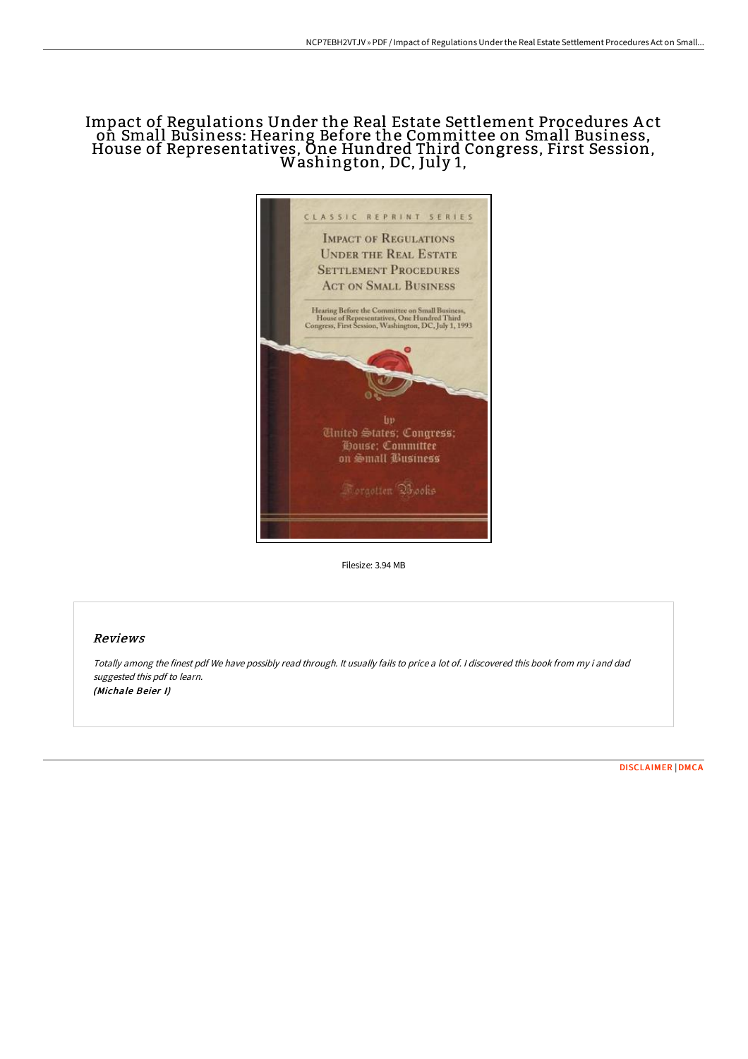# Impact of Regulations Under the Real Estate Settlement Procedures Act on Small Business: Hearing Before the Committee on Small Business, House of Representatives, One Hundred Third Congress, First Session, Washington, DC, July 1,

Filesize: 3.94 MB

## Reviews

*Totally among the finest pdf We have possibly read through. It usually fails to price a lot of. I discovered this book from my i and dad suggested this pdf to learn.*
*(Michale Beier I)*

DISCLAIMER | DMCA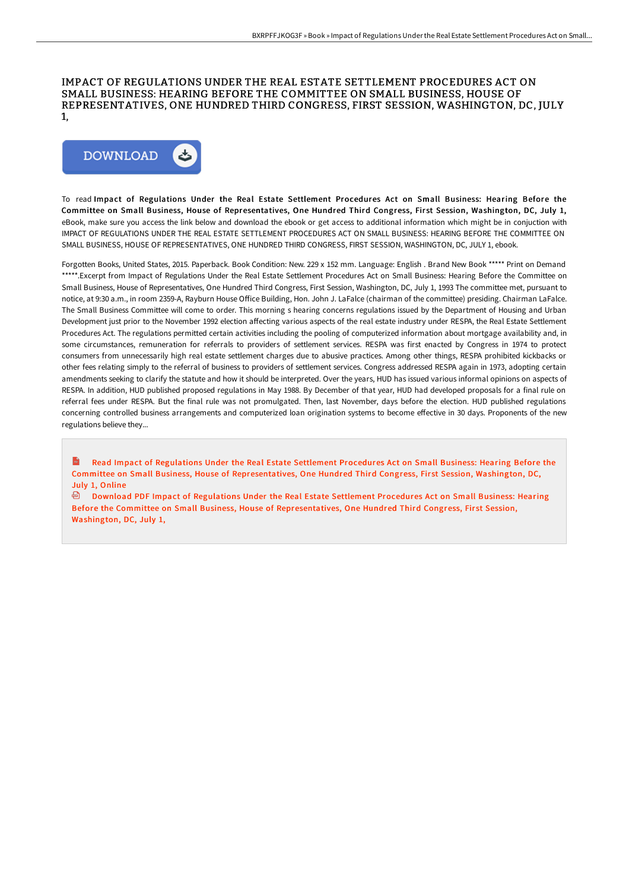# IMPACT OF REGULATIONS UNDER THE REAL ESTATE SETTLEMENT PROCEDURES ACT ON SMALL BUSINESS: HEARING BEFORE THE COMMITTEE ON SMALL BUSINESS, HOUSE OF REPRESENTATIVES, ONE HUNDRED THIRD CONGRESS, FIRST SESSION, WASHINGTON, DC, JULY 1,

DOWNLOAD

To read **Impact of Regulations Under the Real Estate Settlement Procedures Act on Small Business: Hearing Before the Committee on Small Business, House of Representatives, One Hundred Third Congress, First Session, Washington, DC, July 1,** eBook, make sure you access the link below and download the ebook or get access to additional information which might be in conjuction with IMPACT OF REGULATIONS UNDER THE REAL ESTATE SETTLEMENT PROCEDURES ACT ON SMALL BUSINESS: HEARING BEFORE THE COMMITTEE ON SMALL BUSINESS, HOUSE OF REPRESENTATIVES, ONE HUNDRED THIRD CONGRESS, FIRST SESSION, WASHINGTON, DC, JULY 1, ebook.

Forgotten Books, United States, 2015. Paperback. Book Condition: New. 229 x 152 mm. Language: English . Brand New Book ***** Print on Demand *****.Excerpt from Impact of Regulations Under the Real Estate Settlement Procedures Act on Small Business: Hearing Before the Committee on Small Business, House of Representatives, One Hundred Third Congress, First Session, Washington, DC, July 1, 1993 The committee met, pursuant to notice, at 9:30 a.m., in room 2359-A, Rayburn House Office Building, Hon. John J. LaFalce (chairman of the committee) presiding. Chairman LaFalce. The Small Business Committee will come to order. This morning s hearing concerns regulations issued by the Department of Housing and Urban Development just prior to the November 1992 election affecting various aspects of the real estate industry under RESPA, the Real Estate Settlement Procedures Act. The regulations permitted certain activities including the pooling of computerized information about mortgage availability and, in some circumstances, remuneration for referrals to providers of settlement services. RESPA was first enacted by Congress in 1974 to protect consumers from unnecessarily high real estate settlement charges due to abusive practices. Among other things, RESPA prohibited kickbacks or other fees relating simply to the referral of business to providers of settlement services. Congress addressed RESPA again in 1973, adopting certain amendments seeking to clarify the statute and how it should be interpreted. Over the years, HUD has issued various informal opinions on aspects of RESPA. In addition, HUD published proposed regulations in May 1988. By December of that year, HUD had developed proposals for a final rule on referral fees under RESPA. But the final rule was not promulgated. Then, last November, days before the election. HUD published regulations concerning controlled business arrangements and computerized loan origination systems to become effective in 30 days. Proponents of the new regulations believe they...

Read Impact of Regulations Under the Real Estate Settlement Procedures Act on Small Business: Hearing Before the Committee on Small Business, House of Representatives, One Hundred Third Congress, First Session, Washington, DC, July 1, Online

Download PDF Impact of Regulations Under the Real Estate Settlement Procedures Act on Small Business: Hearing Before the Committee on Small Business, House of Representatives, One Hundred Third Congress, First Session, Washington, DC, July 1,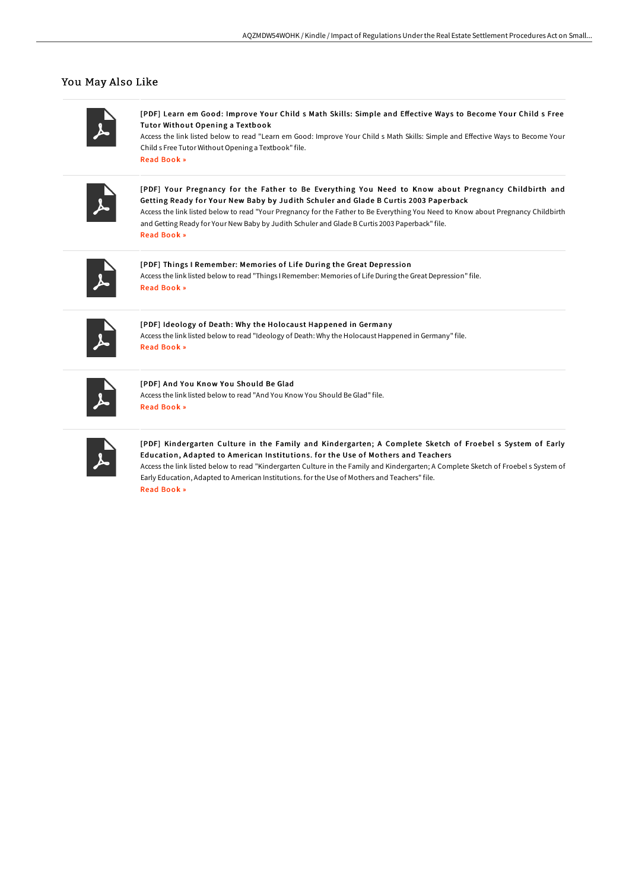## You May Also Like

**[PDF] Learn em Good: Improve Your Child s Math Skills: Simple and Effective Ways to Become Your Child s Free Tutor Without Opening a Textbook**

Access the link listed below to read "Learn em Good: Improve Your Child s Math Skills: Simple and Effective Ways to Become Your Child s Free Tutor Without Opening a Textbook" file.

Read Book »

**[PDF] Your Pregnancy for the Father to Be Everything You Need to Know about Pregnancy Childbirth and Getting Ready for Your New Baby by Judith Schuler and Glade B Curtis 2003 Paperback**

Access the link listed below to read "Your Pregnancy for the Father to Be Everything You Need to Know about Pregnancy Childbirth and Getting Ready for Your New Baby by Judith Schuler and Glade B Curtis 2003 Paperback" file.

Read Book »

**[PDF] Things I Remember: Memories of Life During the Great Depression**

Access the link listed below to read "Things I Remember: Memories of Life During the Great Depression" file.

Read Book »

**[PDF] Ideology of Death: Why the Holocaust Happened in Germany**

Access the link listed below to read "Ideology of Death: Why the Holocaust Happened in Germany" file.

Read Book »

**[PDF] And You Know You Should Be Glad**

Access the link listed below to read "And You Know You Should Be Glad" file.

Read Book »

**[PDF] Kindergarten Culture in the Family and Kindergarten; A Complete Sketch of Froebel s System of Early Education, Adapted to American Institutions. for the Use of Mothers and Teachers**

Access the link listed below to read "Kindergarten Culture in the Family and Kindergarten; A Complete Sketch of Froebel s System of Early Education, Adapted to American Institutions. for the Use of Mothers and Teachers" file.

Read Book »